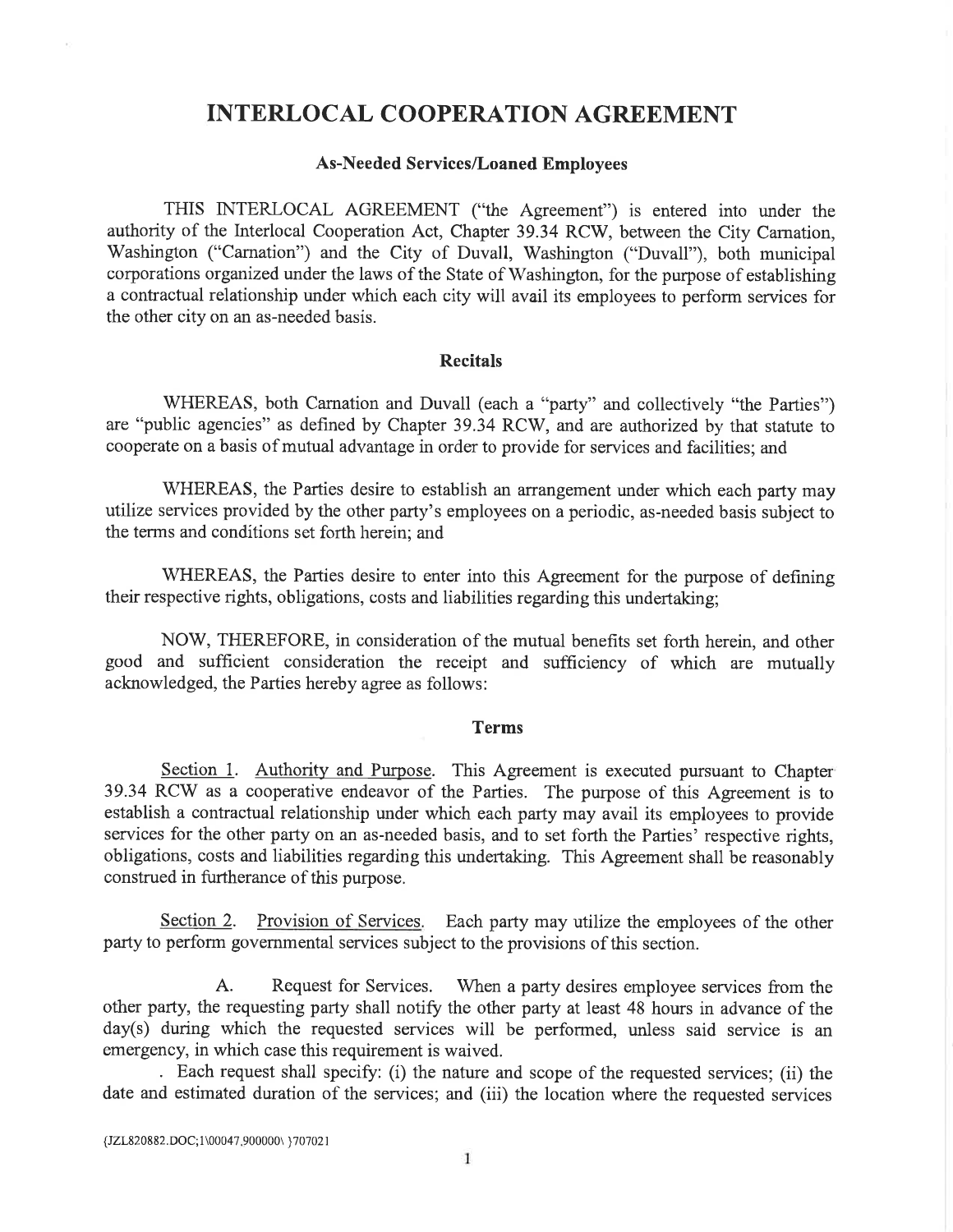# INTERLOCAL COOPERATION AGREEMENT

### As-Needed Services/Loaned Employees

THIS INTERLOCAL AGREEMENT ("the Agreement") is entered into under the authority of the Interlocal Cooperation Act, Chapter 39.34 RCW, between the City Carnation, Washington ("Carnation") and the City of Duvall, Washington ("Duvall"), both municipal corporations organized under the laws of the State of Washington, for the purpose of establishing a contractual relationship under which each city will avail its employees to perform services for the other city on an as-needed basis.

### Recitals

WHEREAS, both Carnation and Duvall (each a "party" and collectively "the Parties") are "public agencies" as defined by Chapter 39.34 RCW, and are authorized by that statute to cooperate on a basis of mutual advantage in order to provide for services and facilities; and

WHEREAS, the Parties desire to establish an arrangement under which each party may utilize services provided by the other party's employees on a periodic, as-needed basis subject to the terms and conditions set forth herein; and

WHEREAS, the Parties desire to enter into this Agreement for the purpose of defining their respective rights, obligations, costs and liabilities regarding this undertaking;

NOW, THEREFORE, in consideration of the mutual benefits set forth herein, and other good and sufficient consideration the receipt and sufficiency of which are mutually acknowledged, the Parties hereby agree as follows:

### Terms

Section 1. Authority and Purpose. This Agreement is executed pursuant to Chapter 39.34 RCW as a cooperative endeavor of the Parties. The purpose of this Agreement is to establish a contractual relationship under which each party may avail its employees to provide services for the other party on an as-needed basis, and to set forth the Parties' respective rights, obligations, costs and liabilities regarding this undertaking. This Agreement shall be reasonably construed in furtherance of this purpose.

Section 2. Provision of Services. Each party may utilize the employees of the other party to perform governmental services subject to the provisions of this section.

A. Request for Services. When a party desires employee services from the other party, the requesting party shall notify the other party at least 48 hours in advance of the day(s) during which the requested services will be performed, unless said service is an emergency, in which case this requirement is waived.

. Each request shall specify: (i) the nature and scope of the requested services; (ii) the date and estimated duration of the services; and (iii) the location where the requested services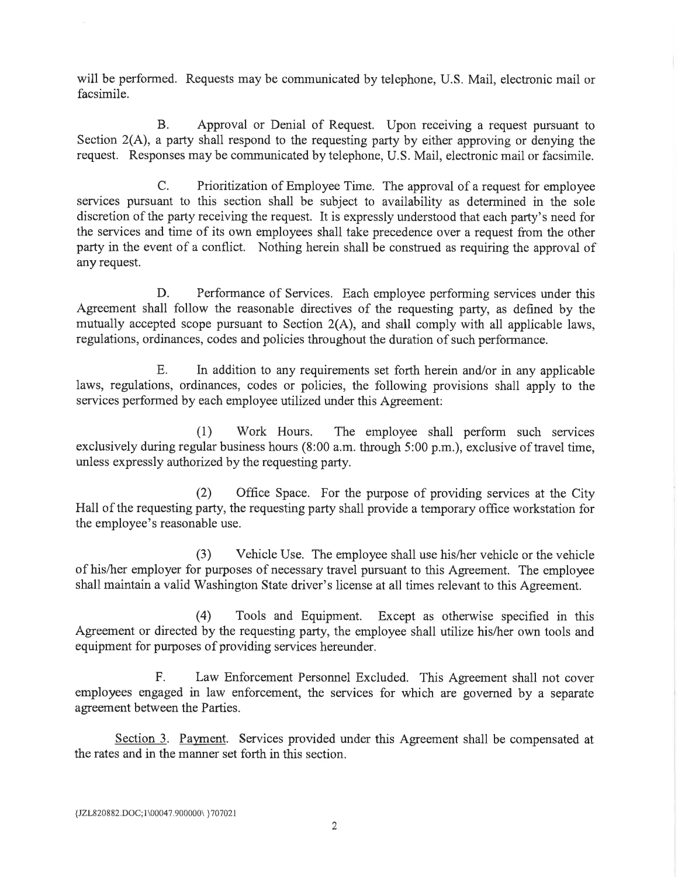will be performed. Requests may be communicated by telephone, U.S. Mail, electronic mail or facsimile.

B. Approval or Denial of Request. Upon receiving a request pursuant to Section 2(A), a party shall respond to the requesting party by either approving or denying the request. Responses may be communicated by telephone, U.S. Mail, electronic mail or facsimile.

C. Prioritization of Employee Time. The approval of a request for employee services pursuant to this section shall be subject to availability as determined in the sole discretion of the party receiving the request. It is expressly understood that each party's need for the services and time of its own employees shall take precedence over a request from the other party in the event of a conflict. Nothing herein shall be construed as requiring the approval of any request.

D. Performance of Services. Each employee performing services under this Agreement shall follow the reasonable directives of the requesting party, as defined by the mutually accepted scope pursuant to Section 2(A), and shall comply with all applicable laws, regulations, ordinances, codes and policies throughout the duration of such performance.

E. In addition to any requirements set forth herein and/or in any applicable laws, regulations, ordinances, codes or policies, the following provisions shall apply to the services performed by each employee utilized under this Agreement:

(1) Work Hours. The employee shall perform such services exclusively during regular business hours (8:00 a.m. through 5:00 p.m.), exclusive of travel time, unless expressly authorized by the requesting party.

(2) Office Space. For the purpose of providing services at the City Hall of the requesting party, the requesting party shall provide a temporary office workstation for the employee's reasonable use.

(3) Vehicle Use. The employee shall use his/her vehicle or the vehicle of his/her employer for purposes of necessary travel pursuant to this Agreement. The employee shall maintain a valid Washington State driver's license at all times relevant to this Agreement.

(4) Tools and Equipment. Except as otherwise specified in this Agreement or directed by the requesting party, the employee shall utilize his/her own tools and equipment for purposes of providing services hereunder.

F. Law Enforcement Personnel Excluded. This Agreement shall not cover employees engaged in law enforcement, the services for which are governed by a separate agreement between the Parties.

<u>Section 3</u>. <u>Payment</u>. Services provided under this Agreement shall be compensated at the rates and in the manner set forth in this section.

{JZL820882.DOC;1\00047.900000\ }707021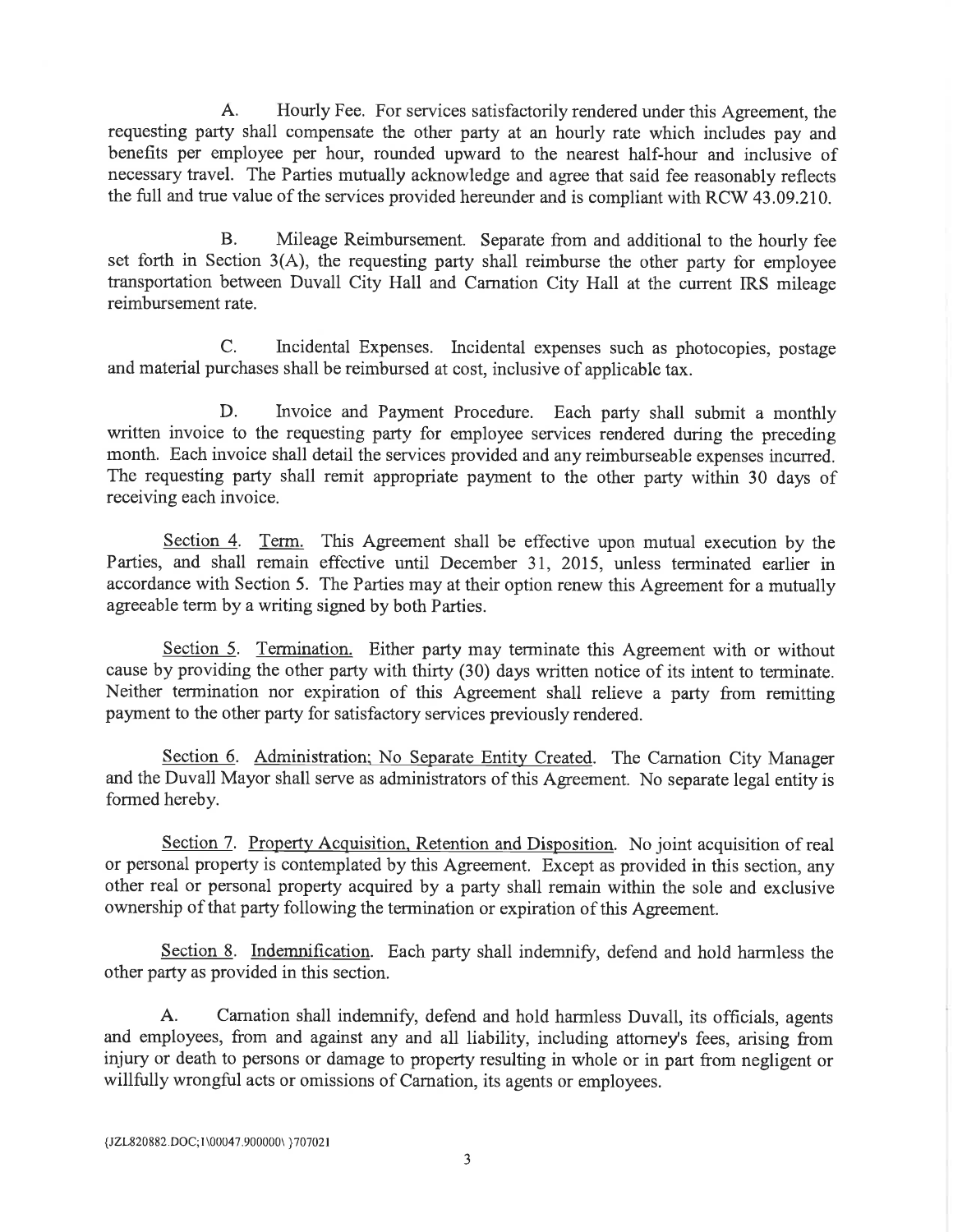A. Hourly Fee. For services satisfactorily rendered under this Agreement, the requesting party shall compensate the other party at an hourly rate which includes pay and benefits per employee per hour, rounded upward to the nearest half-hour and inclusive of necessary travel. The Parties mutually acknowledge and agree that said fee reasonably reflects the full and true value of the services provided hereunder and is compliant with RCW 43.09.210.

B. Mileage Reimbursement. Separate from and additional to the hourly fee set forth in Section 3(A), the requesting party shall reimburse the other party for employee transportation between Duvall City Hall and Carnation City Hall at the current IRS mileage reimbursement rate.

C. Incidental Expenses. Incidental expenses such as photocopies, postage and material purchases shall be reimbursed at cost, inclusive of applicable tax.

D. Invoice and Payment Procedure. Each party shall submit a monthly written invoice to the requesting party for employee services rendered during the preceding month. Each invoice shall detail the services provided and any reimburseable expenses incurred. The requesting party shall remit appropriate payment to the other party within 30 days of receiving each invoice.

<u>Section 4</u>. <u>Term.</u> This Agreement shall be effective upon mutual execution by the Parties, and shall remain effective until December 31, 2015, unless terminated earlier in accordance with Section 5. The Parties may at their option renew this Agreement for a mutually agreeable term by a writing signed by both Parties.

<u>Section 5</u>. <u>Termination.</u> Either party may terminate this Agreement with or without cause by providing the other party with thirty (30) days written notice of its intent to terminate. Neither termination nor expiration of this Agreement shall relieve a party from remitting payment to the other party for satisfactory services previously rendered.

<u>Section 6</u>. <u>Administration; No Separate Entity Created</u>. The Carnation City Manager and the Duvall Mayor shall serve as administrators of this Agreement. No separate legal entity is formed hereby.

<u>Section 7</u>. <u>Property Acquisition, Retention and Disposition</u>. No joint acquisition of real or personal property is contemplated by this Agreement. Except as provided in this section, any other real or personal property acquired by a party shall remain within the sole and exclusive ownership of that party following the termination or expiration of this Agreement.

<u>Section 8</u>. <u>Indemnification</u>. Each party shall indemnify, defend and hold harmless the other party as provided in this section.

A. Carnation shall indemnify, defend and hold harmless Duvall, its officials, agents and employees, from and against any and all liability, including attorney's fees, arising from injury or death to persons or damage to property resulting in whole or in part from negligent or willfully wrongful acts or omissions of Carnation, its agents or employees.

{JZL820882.DOC;1\00047.900000\ }707021